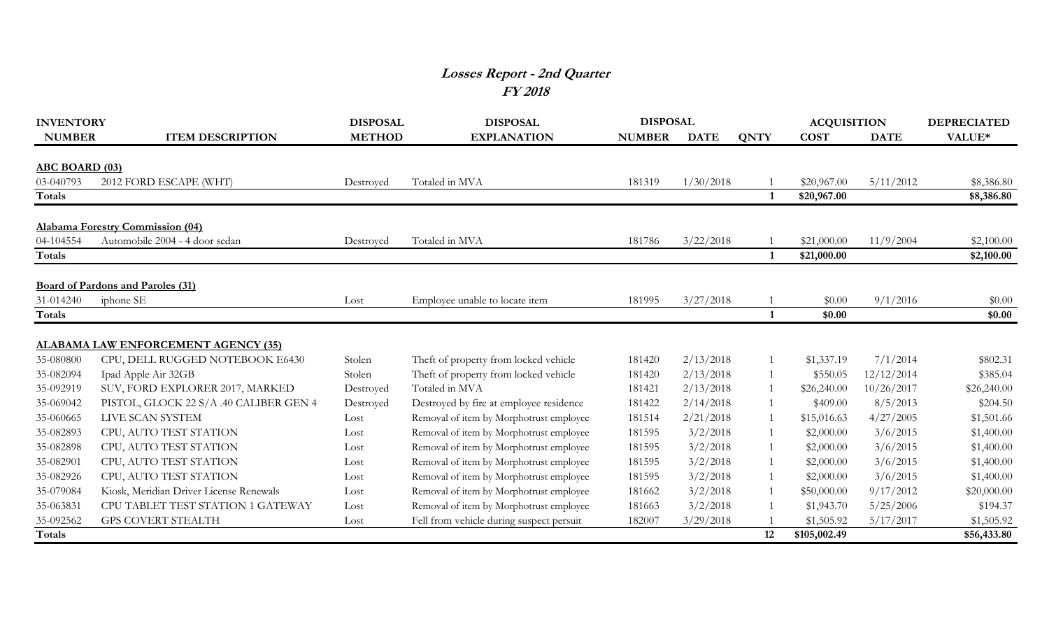# *Losses Report - 2nd Quarter*
## *FY 2018*

| INVENTORY NUMBER | ITEM DESCRIPTION | DISPOSAL METHOD | DISPOSAL EXPLANATION | DISPOSAL NUMBER | DISPOSAL DATE | QNTY | ACQUISITION COST | ACQUISITION DATE | DEPRECIATED VALUE* |
|---|---|---|---|---|---|---|---|---|---|
| **ABC BOARD (03)** | | | | | | | | | |
| 03-040793 | 2012 FORD ESCAPE (WHT) | Destroyed | Totaled in MVA | 181319 | 1/30/2018 | 1 | $20,967.00 | 5/11/2012 | $8,386.80 |
| **Totals** | | | | | | **1** | **$20,967.00** | | **$8,386.80** |
| **Alabama Forestry Commission (04)** | | | | | | | | | |
| 04-104554 | Automobile 2004 - 4 door sedan | Destroyed | Totaled in MVA | 181786 | 3/22/2018 | 1 | $21,000.00 | 11/9/2004 | $2,100.00 |
| **Totals** | | | | | | **1** | **$21,000.00** | | **$2,100.00** |
| **Board of Pardons and Paroles (31)** | | | | | | | | | |
| 31-014240 | iphone SE | Lost | Employee unable to locate item | 181995 | 3/27/2018 | 1 | $0.00 | 9/1/2016 | $0.00 |
| **Totals** | | | | | | **1** | **$0.00** | | **$0.00** |
| **ALABAMA LAW ENFORCEMENT AGENCY (35)** | | | | | | | | | |
| 35-080800 | CPU, DELL RUGGED NOTEBOOK E6430 | Stolen | Theft of property from locked vehicle | 181420 | 2/13/2018 | 1 | $1,337.19 | 7/1/2014 | $802.31 |
| 35-082094 | Ipad Apple Air 32GB | Stolen | Theft of property from locked vehicle | 181420 | 2/13/2018 | 1 | $550.05 | 12/12/2014 | $385.04 |
| 35-092919 | SUV, FORD EXPLORER 2017, MARKED | Destroyed | Totaled in MVA | 181421 | 2/13/2018 | 1 | $26,240.00 | 10/26/2017 | $26,240.00 |
| 35-069042 | PISTOL, GLOCK 22 S/A .40 CALIBER GEN 4 | Destroyed | Destroyed by fire at employee residence | 181422 | 2/14/2018 | 1 | $409.00 | 8/5/2013 | $204.50 |
| 35-060665 | LIVE SCAN SYSTEM | Lost | Removal of item by Morphotrust employee | 181514 | 2/21/2018 | 1 | $15,016.63 | 4/27/2005 | $1,501.66 |
| 35-082893 | CPU, AUTO TEST STATION | Lost | Removal of item by Morphotrust employee | 181595 | 3/2/2018 | 1 | $2,000.00 | 3/6/2015 | $1,400.00 |
| 35-082898 | CPU, AUTO TEST STATION | Lost | Removal of item by Morphotrust employee | 181595 | 3/2/2018 | 1 | $2,000.00 | 3/6/2015 | $1,400.00 |
| 35-082901 | CPU, AUTO TEST STATION | Lost | Removal of item by Morphotrust employee | 181595 | 3/2/2018 | 1 | $2,000.00 | 3/6/2015 | $1,400.00 |
| 35-082926 | CPU, AUTO TEST STATION | Lost | Removal of item by Morphotrust employee | 181595 | 3/2/2018 | 1 | $2,000.00 | 3/6/2015 | $1,400.00 |
| 35-079084 | Kiosk, Meridian Driver License Renewals | Lost | Removal of item by Morphotrust employee | 181662 | 3/2/2018 | 1 | $50,000.00 | 9/17/2012 | $20,000.00 |
| 35-063831 | CPU TABLET TEST STATION 1 GATEWAY | Lost | Removal of item by Morphotrust employee | 181663 | 3/2/2018 | 1 | $1,943.70 | 5/25/2006 | $194.37 |
| 35-092562 | GPS COVERT STEALTH | Lost | Fell from vehicle during suspect persuit | 182007 | 3/29/2018 | 1 | $1,505.92 | 5/17/2017 | $1,505.92 |
| **Totals** | | | | | | **12** | **$105,002.49** | | **$56,433.80** |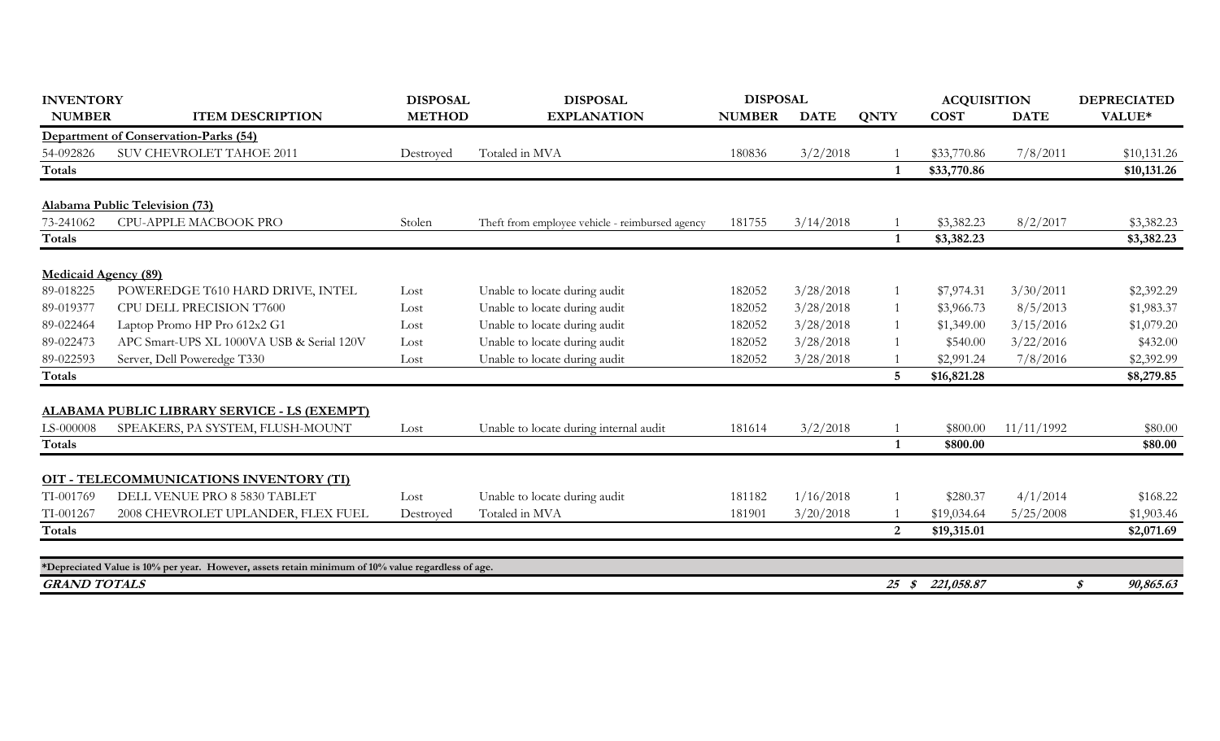| INVENTORY NUMBER | ITEM DESCRIPTION | DISPOSAL METHOD | DISPOSAL EXPLANATION | DISPOSAL NUMBER | DISPOSAL DATE | QNTY | ACQUISITION COST | ACQUISITION DATE | DEPRECIATED VALUE* |
|---|---|---|---|---|---|---|---|---|---|
| **Department of Conservation-Parks (54)** | | | | | | | | | |
| 54-092826 | SUV CHEVROLET TAHOE 2011 | Destroyed | Totaled in MVA | 180836 | 3/2/2018 | 1 | $33,770.86 | 7/8/2011 | $10,131.26 |
| **Totals** | | | | | | **1** | **$33,770.86** | | **$10,131.26** |
| **Alabama Public Television (73)** | | | | | | | | | |
| 73-241062 | CPU-APPLE MACBOOK PRO | Stolen | Theft from employee vehicle - reimbursed agency | 181755 | 3/14/2018 | 1 | $3,382.23 | 8/2/2017 | $3,382.23 |
| **Totals** | | | | | | **1** | **$3,382.23** | | **$3,382.23** |
| **Medicaid Agency (89)** | | | | | | | | | |
| 89-018225 | POWEREDGE T610 HARD DRIVE, INTEL | Lost | Unable to locate during audit | 182052 | 3/28/2018 | 1 | $7,974.31 | 3/30/2011 | $2,392.29 |
| 89-019377 | CPU DELL PRECISION T7600 | Lost | Unable to locate during audit | 182052 | 3/28/2018 | 1 | $3,966.73 | 8/5/2013 | $1,983.37 |
| 89-022464 | Laptop Promo HP Pro 612x2 G1 | Lost | Unable to locate during audit | 182052 | 3/28/2018 | 1 | $1,349.00 | 3/15/2016 | $1,079.20 |
| 89-022473 | APC Smart-UPS XL 1000VA USB & Serial 120V | Lost | Unable to locate during audit | 182052 | 3/28/2018 | 1 | $540.00 | 3/22/2016 | $432.00 |
| 89-022593 | Server, Dell Poweredge T330 | Lost | Unable to locate during audit | 182052 | 3/28/2018 | 1 | $2,991.24 | 7/8/2016 | $2,392.99 |
| **Totals** | | | | | | **5** | **$16,821.28** | | **$8,279.85** |
| **ALABAMA PUBLIC LIBRARY SERVICE - LS (EXEMPT)** | | | | | | | | | |
| LS-000008 | SPEAKERS, PA SYSTEM, FLUSH-MOUNT | Lost | Unable to locate during internal audit | 181614 | 3/2/2018 | 1 | $800.00 | 11/11/1992 | $80.00 |
| **Totals** | | | | | | **1** | **$800.00** | | **$80.00** |
| **OIT - TELECOMMUNICATIONS INVENTORY (TI)** | | | | | | | | | |
| TI-001769 | DELL VENUE PRO 8 5830 TABLET | Lost | Unable to locate during audit | 181182 | 1/16/2018 | 1 | $280.37 | 4/1/2014 | $168.22 |
| TI-001267 | 2008 CHEVROLET UPLANDER, FLEX FUEL | Destroyed | Totaled in MVA | 181901 | 3/20/2018 | 1 | $19,034.64 | 5/25/2008 | $1,903.46 |
| **Totals** | | | | | | **2** | **$19,315.01** | | **$2,071.69** |
| ***GRAND TOTALS*** | | | | | | ***25*** | ***$ 221,058.87*** | | ***$ 90,865.63*** |

**\*Depreciated Value is 10% per year. However, assets retain minimum of 10% value regardless of age.**